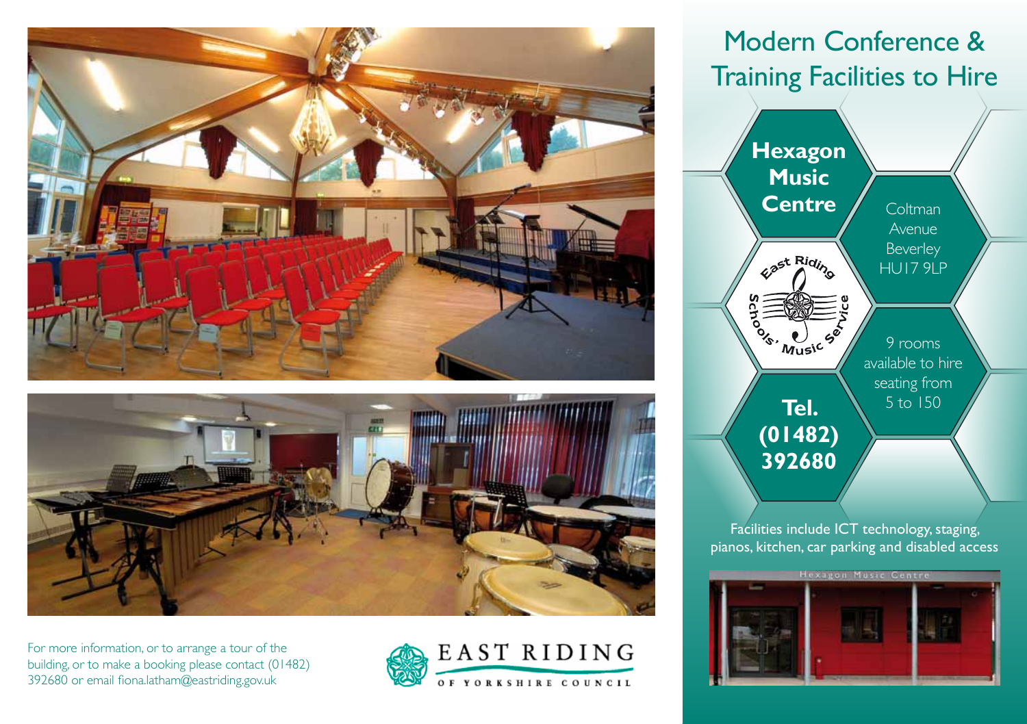# Modern Conference & Training Facilities to Hire

## Hexagon Music Centre

Coltman Avenue
Beverley
HU17 9LP

East Riding Schools' Music Service

9 rooms available to hire seating from 5 to 150

**Tel. (01482) 392680**

Facilities include ICT technology, staging, pianos, kitchen, car parking and disabled access

Hexagon Music Centre

For more information, or to arrange a tour of the building, or to make a booking please contact (01482) 392680 or email fiona.latham@eastriding.gov.uk

EAST RIDING OF YORKSHIRE COUNCIL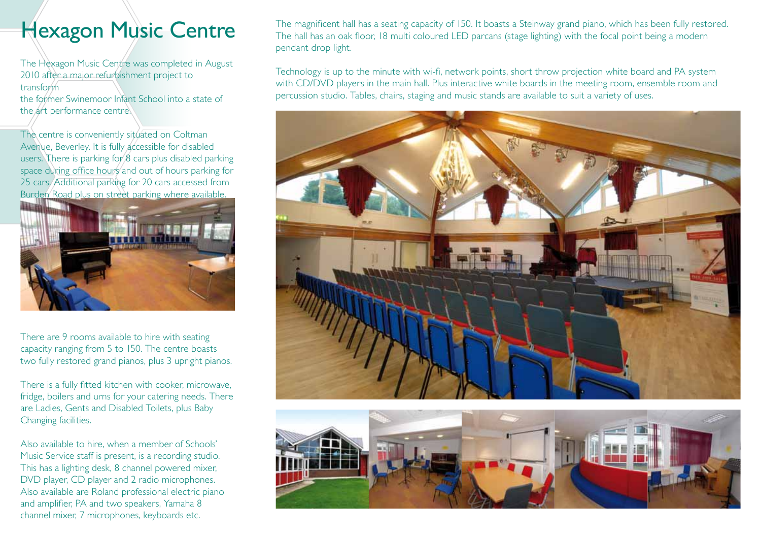# Hexagon Music Centre

The Hexagon Music Centre was completed in August 2010 after a major refurbishment project to transform the former Swinemoor Infant School into a state of the art performance centre.

The centre is conveniently situated on Coltman Avenue, Beverley. It is fully accessible for disabled users. There is parking for 8 cars plus disabled parking space during office hours and out of hours parking for 25 cars. Additional parking for 20 cars accessed from Burden Road plus on street parking where available.

There are 9 rooms available to hire with seating capacity ranging from 5 to 150. The centre boasts two fully restored grand pianos, plus 3 upright pianos.

There is a fully fitted kitchen with cooker, microwave, fridge, boilers and urns for your catering needs. There are Ladies, Gents and Disabled Toilets, plus Baby Changing facilities.

Also available to hire, when a member of Schools' Music Service staff is present, is a recording studio. This has a lighting desk, 8 channel powered mixer, DVD player, CD player and 2 radio microphones. Also available are Roland professional electric piano and amplifier, PA and two speakers, Yamaha 8 channel mixer, 7 microphones, keyboards etc.

The magnificent hall has a seating capacity of 150. It boasts a Steinway grand piano, which has been fully restored. The hall has an oak floor, 18 multi coloured LED parcans (stage lighting) with the focal point being a modern pendant drop light.

Technology is up to the minute with wi-fi, network points, short throw projection white board and PA system with CD/DVD players in the main hall. Plus interactive white boards in the meeting room, ensemble room and percussion studio. Tables, chairs, staging and music stands are available to suit a variety of uses.